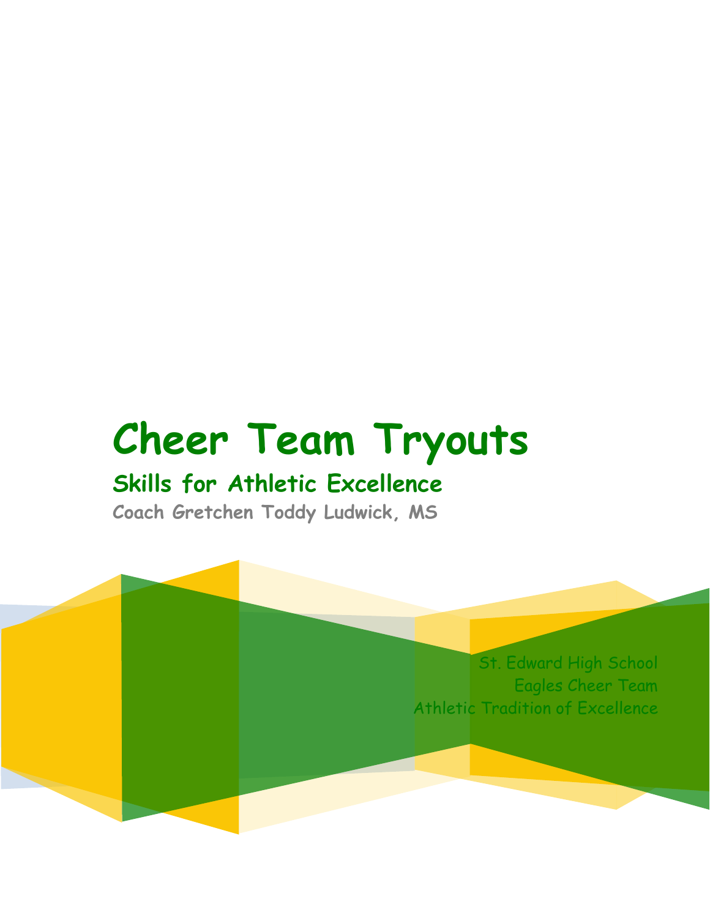# Cheer Team Tryouts

## Skills for Athletic Excellence

**Coach Gretchen Toddy Ludwick, MS**

St. Edward High School
Eagles Cheer Team
Athletic Tradition of Excellence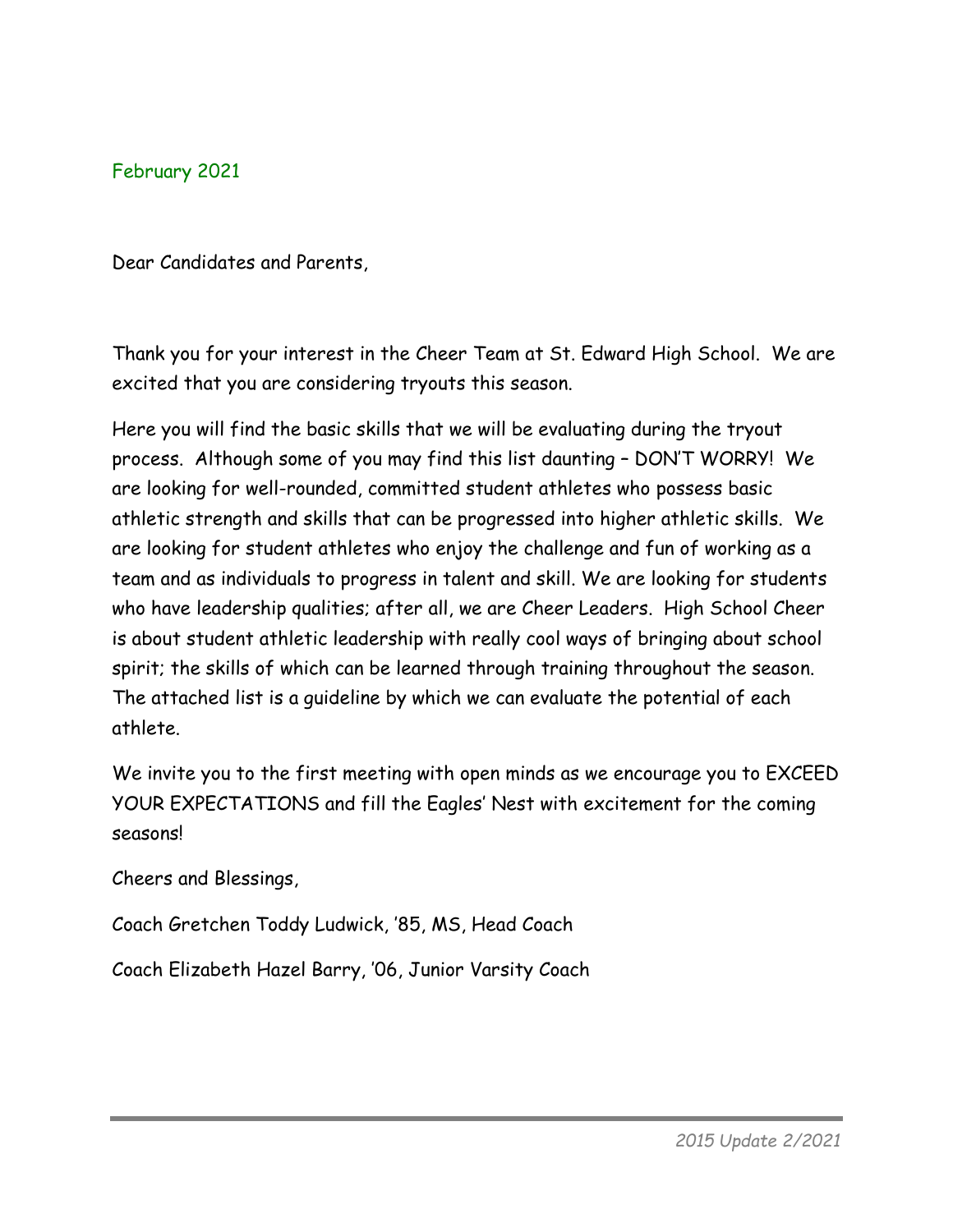February 2021

Dear Candidates and Parents,

Thank you for your interest in the Cheer Team at St. Edward High School. We are excited that you are considering tryouts this season.

Here you will find the basic skills that we will be evaluating during the tryout process. Although some of you may find this list daunting – DON'T WORRY! We are looking for well-rounded, committed student athletes who possess basic athletic strength and skills that can be progressed into higher athletic skills. We are looking for student athletes who enjoy the challenge and fun of working as a team and as individuals to progress in talent and skill. We are looking for students who have leadership qualities; after all, we are Cheer Leaders. High School Cheer is about student athletic leadership with really cool ways of bringing about school spirit; the skills of which can be learned through training throughout the season. The attached list is a guideline by which we can evaluate the potential of each athlete.

We invite you to the first meeting with open minds as we encourage you to EXCEED YOUR EXPECTATIONS and fill the Eagles' Nest with excitement for the coming seasons!

Cheers and Blessings,

Coach Gretchen Toddy Ludwick, '85, MS, Head Coach

Coach Elizabeth Hazel Barry, '06, Junior Varsity Coach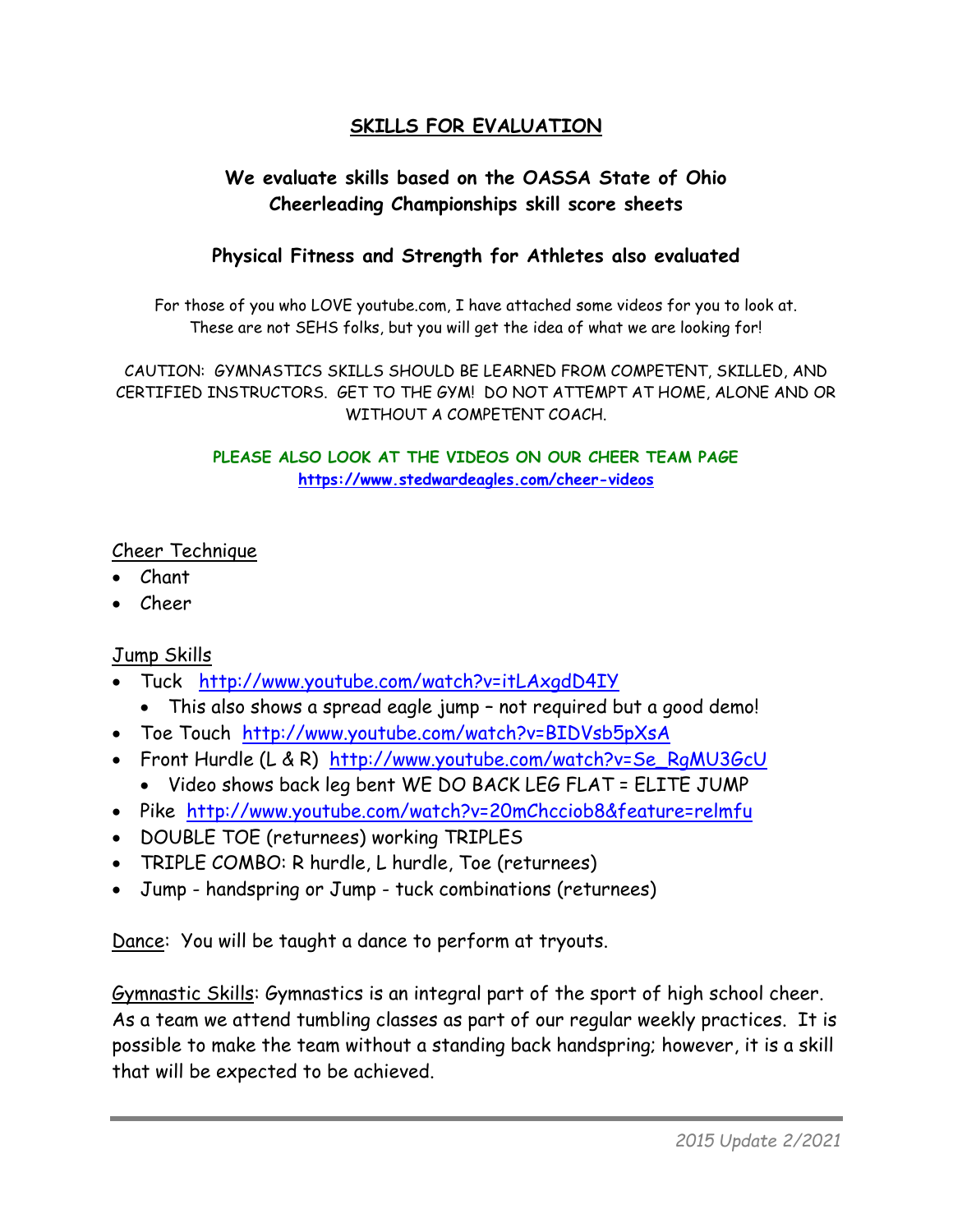## SKILLS FOR EVALUATION

### We evaluate skills based on the OASSA State of Ohio Cheerleading Championships skill score sheets

### Physical Fitness and Strength for Athletes also evaluated

For those of you who LOVE youtube.com, I have attached some videos for you to look at. These are not SEHS folks, but you will get the idea of what we are looking for!

CAUTION: GYMNASTICS SKILLS SHOULD BE LEARNED FROM COMPETENT, SKILLED, AND CERTIFIED INSTRUCTORS. GET TO THE GYM! DO NOT ATTEMPT AT HOME, ALONE AND OR WITHOUT A COMPETENT COACH.

**PLEASE ALSO LOOK AT THE VIDEOS ON OUR CHEER TEAM PAGE**
**https://www.stedwardeagles.com/cheer-videos**

Cheer Technique

- Chant
- Cheer

Jump Skills

- Tuck http://www.youtube.com/watch?v=itLAxgdD4IY
  - This also shows a spread eagle jump – not required but a good demo!
- Toe Touch http://www.youtube.com/watch?v=BIDVsb5pXsA
- Front Hurdle (L & R) http://www.youtube.com/watch?v=Se_RgMU3GcU
  - Video shows back leg bent WE DO BACK LEG FLAT = ELITE JUMP
- Pike http://www.youtube.com/watch?v=20mChcciob8&feature=relmfu
- DOUBLE TOE (returnees) working TRIPLES
- TRIPLE COMBO: R hurdle, L hurdle, Toe (returnees)
- Jump - handspring or Jump - tuck combinations (returnees)

Dance: You will be taught a dance to perform at tryouts.

Gymnastic Skills: Gymnastics is an integral part of the sport of high school cheer. As a team we attend tumbling classes as part of our regular weekly practices. It is possible to make the team without a standing back handspring; however, it is a skill that will be expected to be achieved.

*2015 Update 2/2021*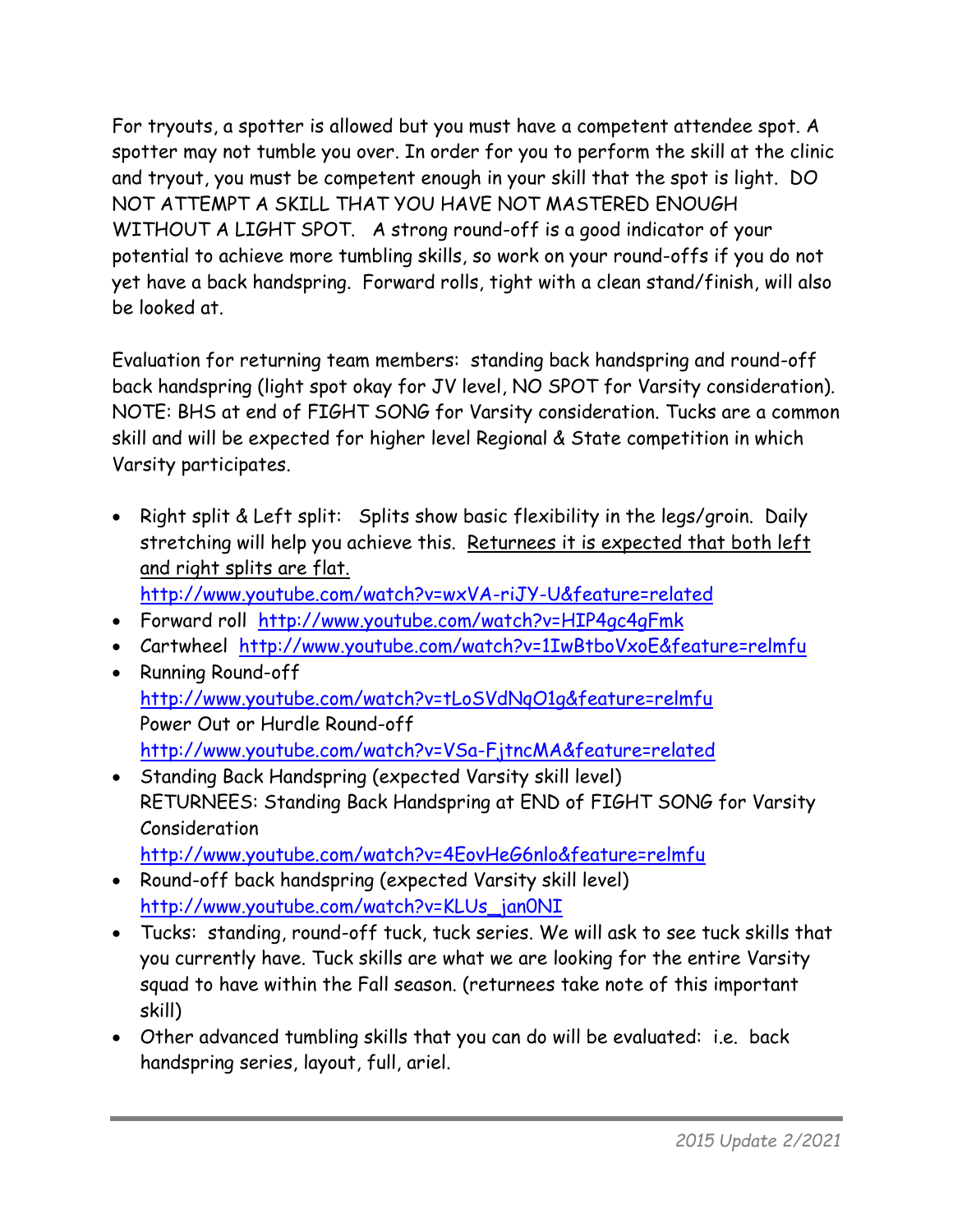For tryouts, a spotter is allowed but you must have a competent attendee spot. A spotter may not tumble you over. In order for you to perform the skill at the clinic and tryout, you must be competent enough in your skill that the spot is light. DO NOT ATTEMPT A SKILL THAT YOU HAVE NOT MASTERED ENOUGH WITHOUT A LIGHT SPOT. A strong round-off is a good indicator of your potential to achieve more tumbling skills, so work on your round-offs if you do not yet have a back handspring. Forward rolls, tight with a clean stand/finish, will also be looked at.

Evaluation for returning team members: standing back handspring and round-off back handspring (light spot okay for JV level, NO SPOT for Varsity consideration). NOTE: BHS at end of FIGHT SONG for Varsity consideration. Tucks are a common skill and will be expected for higher level Regional & State competition in which Varsity participates.

- Right split & Left split: Splits show basic flexibility in the legs/groin. Daily stretching will help you achieve this. <u>Returnees it is expected that both left and right splits are flat.</u>
  http://www.youtube.com/watch?v=wxVA-riJY-U&feature=related
- Forward roll http://www.youtube.com/watch?v=HIP4gc4gFmk
- Cartwheel http://www.youtube.com/watch?v=1IwBtboVxoE&feature=relmfu
- Running Round-off
  http://www.youtube.com/watch?v=tLoSVdNqO1g&feature=relmfu
  Power Out or Hurdle Round-off
  http://www.youtube.com/watch?v=VSa-FjtncMA&feature=related
- Standing Back Handspring (expected Varsity skill level)
  RETURNEES: Standing Back Handspring at END of FIGHT SONG for Varsity Consideration
  http://www.youtube.com/watch?v=4EovHeG6nlo&feature=relmfu
- Round-off back handspring (expected Varsity skill level)
  http://www.youtube.com/watch?v=KLUs_jan0NI
- Tucks: standing, round-off tuck, tuck series. We will ask to see tuck skills that you currently have. Tuck skills are what we are looking for the entire Varsity squad to have within the Fall season. (returnees take note of this important skill)
- Other advanced tumbling skills that you can do will be evaluated: i.e. back handspring series, layout, full, ariel.

*2015 Update 2/2021*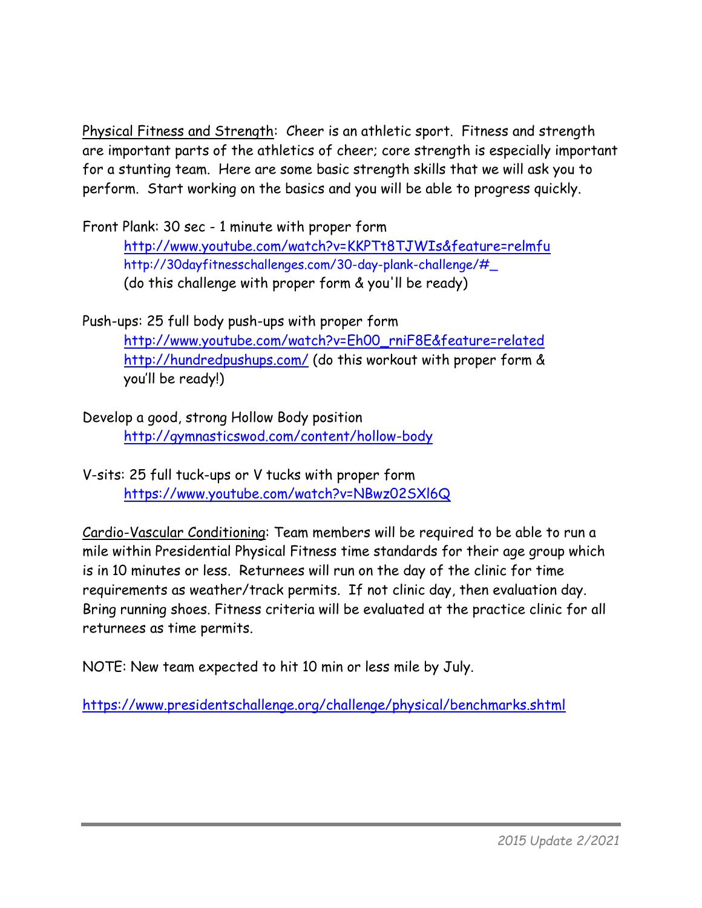Physical Fitness and Strength: Cheer is an athletic sport. Fitness and strength are important parts of the athletics of cheer; core strength is especially important for a stunting team. Here are some basic strength skills that we will ask you to perform. Start working on the basics and you will be able to progress quickly.

Front Plank: 30 sec - 1 minute with proper form

http://www.youtube.com/watch?v=KKPTt8TJWIs&feature=relmfu
http://30dayfitnesschallenges.com/30-day-plank-challenge/#_
(do this challenge with proper form & you'll be ready)

Push-ups: 25 full body push-ups with proper form

http://www.youtube.com/watch?v=Eh00_rniF8E&feature=related
http://hundredpushups.com/ (do this workout with proper form & you'll be ready!)

Develop a good, strong Hollow Body position

http://gymnasticswod.com/content/hollow-body

V-sits: 25 full tuck-ups or V tucks with proper form

https://www.youtube.com/watch?v=NBwz02SXl6Q

Cardio-Vascular Conditioning: Team members will be required to be able to run a mile within Presidential Physical Fitness time standards for their age group which is in 10 minutes or less. Returnees will run on the day of the clinic for time requirements as weather/track permits. If not clinic day, then evaluation day. Bring running shoes. Fitness criteria will be evaluated at the practice clinic for all returnees as time permits.

NOTE: New team expected to hit 10 min or less mile by July.

https://www.presidentschallenge.org/challenge/physical/benchmarks.shtml

*2015 Update 2/2021*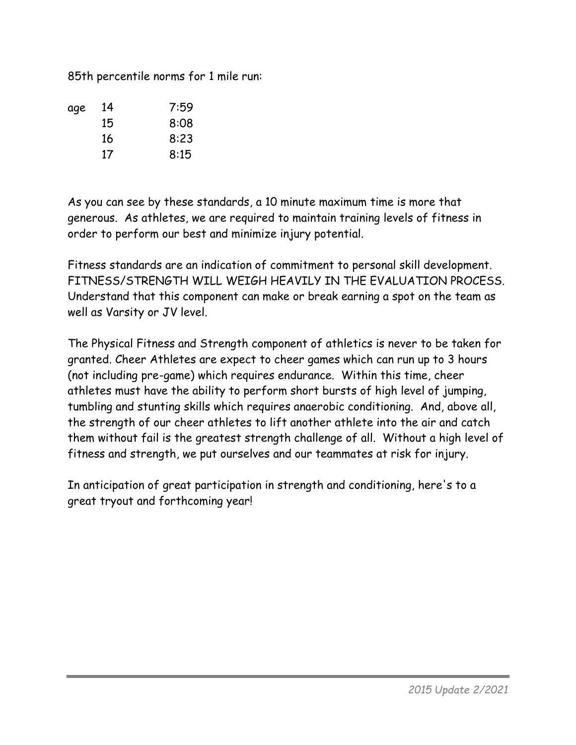85th percentile norms for 1 mile run:

| | | |
|---|---|---|
| age | 14 | 7:59 |
| | 15 | 8:08 |
| | 16 | 8:23 |
| | 17 | 8:15 |

As you can see by these standards, a 10 minute maximum time is more that generous. As athletes, we are required to maintain training levels of fitness in order to perform our best and minimize injury potential.

Fitness standards are an indication of commitment to personal skill development. FITNESS/STRENGTH WILL WEIGH HEAVILY IN THE EVALUATION PROCESS. Understand that this component can make or break earning a spot on the team as well as Varsity or JV level.

The Physical Fitness and Strength component of athletics is never to be taken for granted. Cheer Athletes are expect to cheer games which can run up to 3 hours (not including pre-game) which requires endurance. Within this time, cheer athletes must have the ability to perform short bursts of high level of jumping, tumbling and stunting skills which requires anaerobic conditioning. And, above all, the strength of our cheer athletes to lift another athlete into the air and catch them without fail is the greatest strength challenge of all. Without a high level of fitness and strength, we put ourselves and our teammates at risk for injury.

In anticipation of great participation in strength and conditioning, here's to a great tryout and forthcoming year!